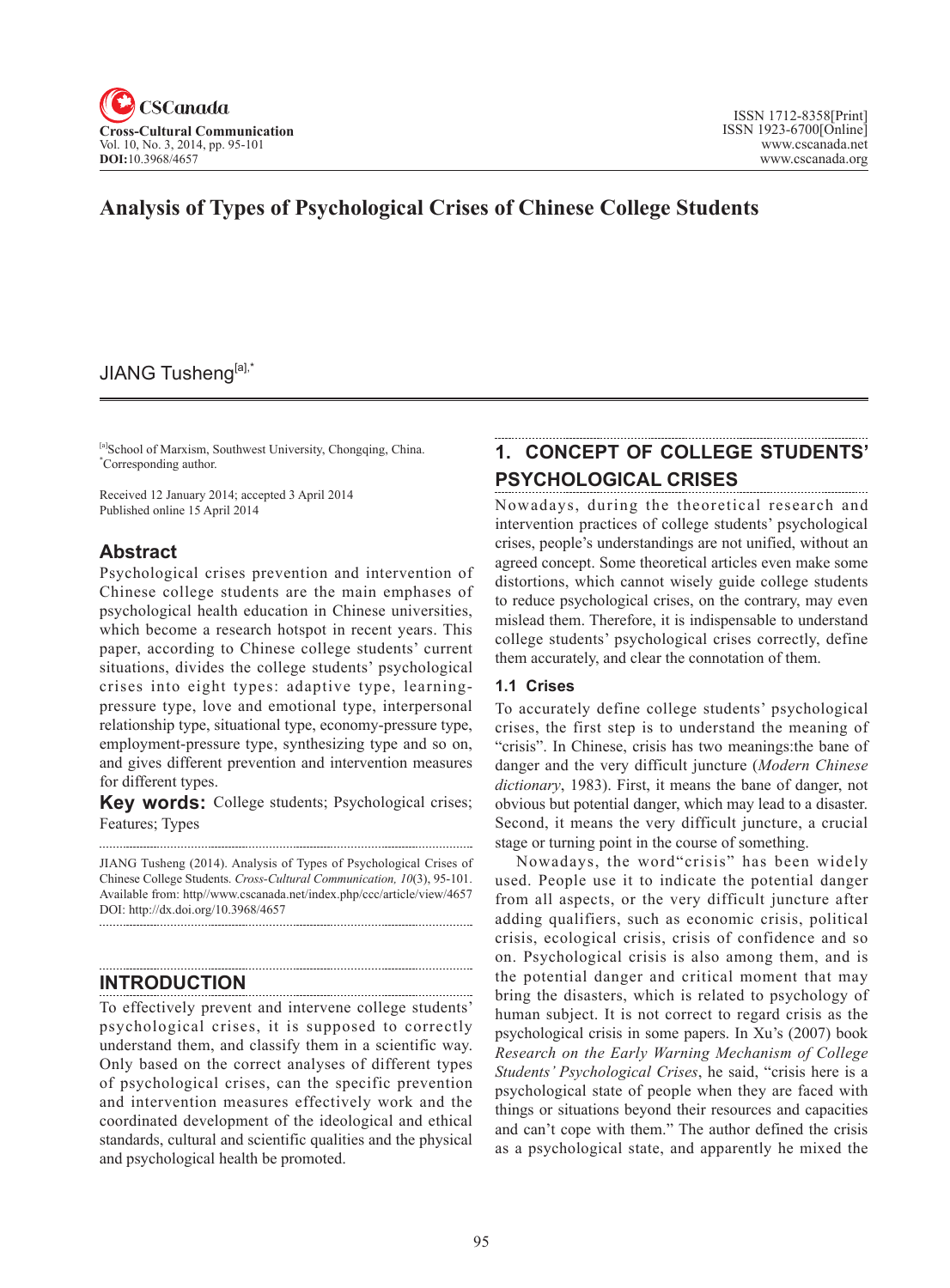CSCanada

**Cross-Cultural Communication**
Vol. 10, No. 3, 2014, pp. 95-101
**DOI:**10.3968/4657

ISSN 1712-8358[Print]
ISSN 1923-6700[Online]
www.cscanada.net
www.cscanada.org

# Analysis of Types of Psychological Crises of Chinese College Students

JIANG Tusheng[a],*

[a]School of Marxism, Southwest University, Chongqing, China.
*Corresponding author.

Received 12 January 2014; accepted 3 April 2014
Published online 15 April 2014

## Abstract

Psychological crises prevention and intervention of Chinese college students are the main emphases of psychological health education in Chinese universities, which become a research hotspot in recent years. This paper, according to Chinese college students' current situations, divides the college students' psychological crises into eight types: adaptive type, learning-pressure type, love and emotional type, interpersonal relationship type, situational type, economy-pressure type, employment-pressure type, synthesizing type and so on, and gives different prevention and intervention measures for different types.

**Key words:** College students; Psychological crises; Features; Types

JIANG Tusheng (2014). Analysis of Types of Psychological Crises of Chinese College Students. *Cross-Cultural Communication, 10*(3), 95-101. Available from: http//www.cscanada.net/index.php/ccc/article/view/4657 DOI: http://dx.doi.org/10.3968/4657

## INTRODUCTION

To effectively prevent and intervene college students' psychological crises, it is supposed to correctly understand them, and classify them in a scientific way. Only based on the correct analyses of different types of psychological crises, can the specific prevention and intervention measures effectively work and the coordinated development of the ideological and ethical standards, cultural and scientific qualities and the physical and psychological health be promoted.

## 1. CONCEPT OF COLLEGE STUDENTS' PSYCHOLOGICAL CRISES

Nowadays, during the theoretical research and intervention practices of college students' psychological crises, people's understandings are not unified, without an agreed concept. Some theoretical articles even make some distortions, which cannot wisely guide college students to reduce psychological crises, on the contrary, may even mislead them. Therefore, it is indispensable to understand college students' psychological crises correctly, define them accurately, and clear the connotation of them.

### 1.1 Crises

To accurately define college students' psychological crises, the first step is to understand the meaning of "crisis". In Chinese, crisis has two meanings:the bane of danger and the very difficult juncture (*Modern Chinese dictionary*, 1983). First, it means the bane of danger, not obvious but potential danger, which may lead to a disaster. Second, it means the very difficult juncture, a crucial stage or turning point in the course of something.

Nowadays, the word"crisis" has been widely used. People use it to indicate the potential danger from all aspects, or the very difficult juncture after adding qualifiers, such as economic crisis, political crisis, ecological crisis, crisis of confidence and so on. Psychological crisis is also among them, and is the potential danger and critical moment that may bring the disasters, which is related to psychology of human subject. It is not correct to regard crisis as the psychological crisis in some papers. In Xu's (2007) book *Research on the Early Warning Mechanism of College Students' Psychological Crises*, he said, "crisis here is a psychological state of people when they are faced with things or situations beyond their resources and capacities and can't cope with them." The author defined the crisis as a psychological state, and apparently he mixed the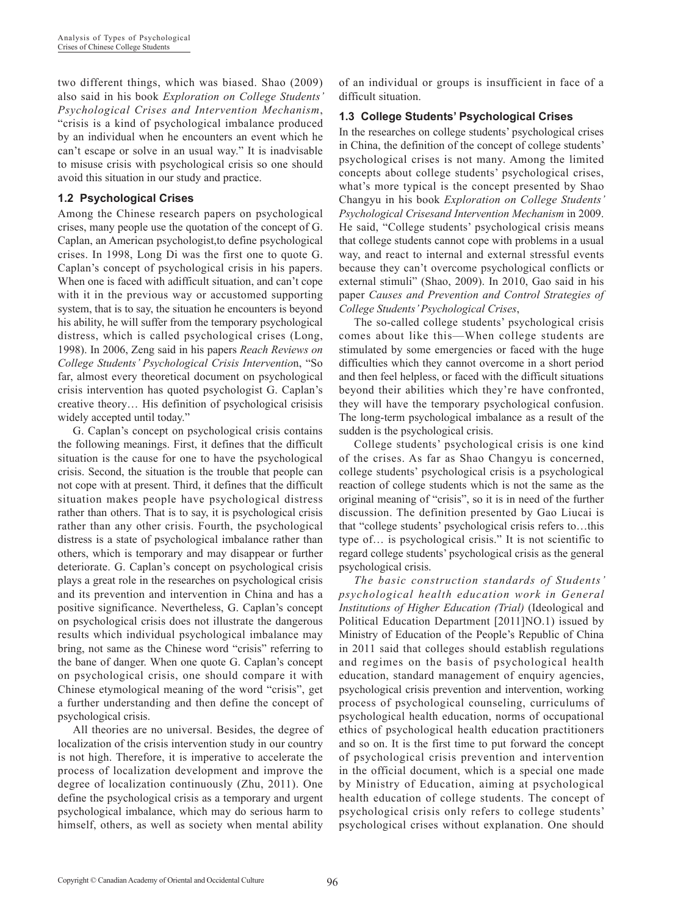two different things, which was biased. Shao (2009) also said in his book *Exploration on College Students' Psychological Crises and Intervention Mechanism*, "crisis is a kind of psychological imbalance produced by an individual when he encounters an event which he can't escape or solve in an usual way." It is inadvisable to misuse crisis with psychological crisis so one should avoid this situation in our study and practice.

### 1.2 Psychological Crises

Among the Chinese research papers on psychological crises, many people use the quotation of the concept of G. Caplan, an American psychologist,to define psychological crises. In 1998, Long Di was the first one to quote G. Caplan's concept of psychological crisis in his papers. When one is faced with adifficult situation, and can't cope with it in the previous way or accustomed supporting system, that is to say, the situation he encounters is beyond his ability, he will suffer from the temporary psychological distress, which is called psychological crises (Long, 1998). In 2006, Zeng said in his papers *Reach Reviews on College Students' Psychological Crisis Interventio*n, "So far, almost every theoretical document on psychological crisis intervention has quoted psychologist G. Caplan's creative theory… His definition of psychological crisisis widely accepted until today."

G. Caplan's concept on psychological crisis contains the following meanings. First, it defines that the difficult situation is the cause for one to have the psychological crisis. Second, the situation is the trouble that people can not cope with at present. Third, it defines that the difficult situation makes people have psychological distress rather than others. That is to say, it is psychological crisis rather than any other crisis. Fourth, the psychological distress is a state of psychological imbalance rather than others, which is temporary and may disappear or further deteriorate. G. Caplan's concept on psychological crisis plays a great role in the researches on psychological crisis and its prevention and intervention in China and has a positive significance. Nevertheless, G. Caplan's concept on psychological crisis does not illustrate the dangerous results which individual psychological imbalance may bring, not same as the Chinese word "crisis" referring to the bane of danger. When one quote G. Caplan's concept on psychological crisis, one should compare it with Chinese etymological meaning of the word "crisis", get a further understanding and then define the concept of psychological crisis.

All theories are no universal. Besides, the degree of localization of the crisis intervention study in our country is not high. Therefore, it is imperative to accelerate the process of localization development and improve the degree of localization continuously (Zhu, 2011). One define the psychological crisis as a temporary and urgent psychological imbalance, which may do serious harm to himself, others, as well as society when mental ability of an individual or groups is insufficient in face of a difficult situation.

### 1.3 College Students' Psychological Crises

In the researches on college students' psychological crises in China, the definition of the concept of college students' psychological crises is not many. Among the limited concepts about college students' psychological crises, what's more typical is the concept presented by Shao Changyu in his book *Exploration on College Students' Psychological Crisesand Intervention Mechanism* in 2009. He said, "College students' psychological crisis means that college students cannot cope with problems in a usual way, and react to internal and external stressful events because they can't overcome psychological conflicts or external stimuli" (Shao, 2009). In 2010, Gao said in his paper *Causes and Prevention and Control Strategies of College Students' Psychological Crises*,

The so-called college students' psychological crisis comes about like this—When college students are stimulated by some emergencies or faced with the huge difficulties which they cannot overcome in a short period and then feel helpless, or faced with the difficult situations beyond their abilities which they're have confronted, they will have the temporary psychological confusion. The long-term psychological imbalance as a result of the sudden is the psychological crisis.

College students' psychological crisis is one kind of the crises. As far as Shao Changyu is concerned, college students' psychological crisis is a psychological reaction of college students which is not the same as the original meaning of "crisis", so it is in need of the further discussion. The definition presented by Gao Liucai is that "college students' psychological crisis refers to…this type of… is psychological crisis." It is not scientific to regard college students' psychological crisis as the general psychological crisis.

*The basic construction standards of Students' psychological health education work in General Institutions of Higher Education (Trial)* (Ideological and Political Education Department [2011]NO.1) issued by Ministry of Education of the People's Republic of China in 2011 said that colleges should establish regulations and regimes on the basis of psychological health education, standard management of enquiry agencies, psychological crisis prevention and intervention, working process of psychological counseling, curriculums of psychological health education, norms of occupational ethics of psychological health education practitioners and so on. It is the first time to put forward the concept of psychological crisis prevention and intervention in the official document, which is a special one made by Ministry of Education, aiming at psychological health education of college students. The concept of psychological crisis only refers to college students' psychological crises without explanation. One should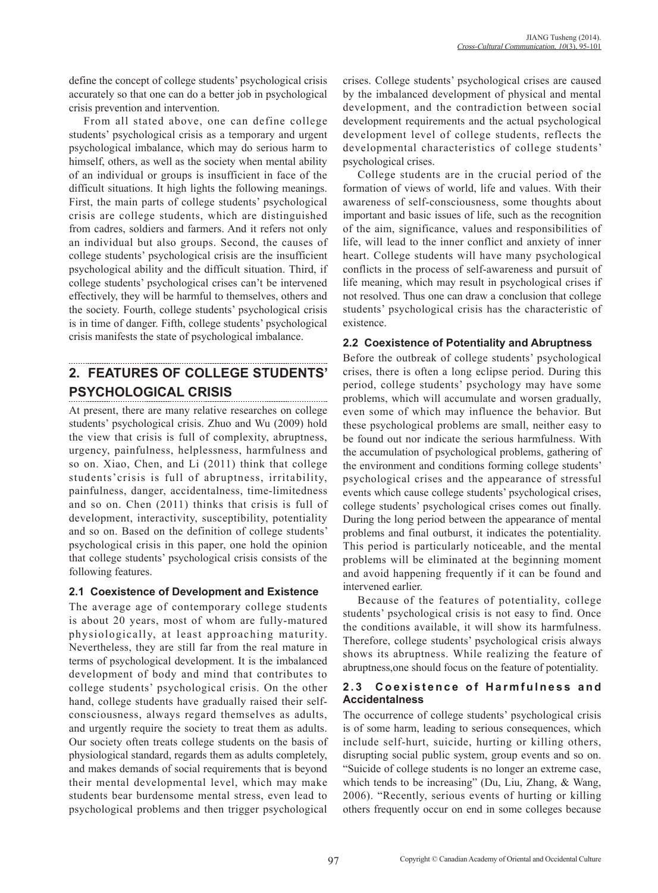define the concept of college students' psychological crisis accurately so that one can do a better job in psychological crisis prevention and intervention.

From all stated above, one can define college students' psychological crisis as a temporary and urgent psychological imbalance, which may do serious harm to himself, others, as well as the society when mental ability of an individual or groups is insufficient in face of the difficult situations. It high lights the following meanings. First, the main parts of college students' psychological crisis are college students, which are distinguished from cadres, soldiers and farmers. And it refers not only an individual but also groups. Second, the causes of college students' psychological crisis are the insufficient psychological ability and the difficult situation. Third, if college students' psychological crises can't be intervened effectively, they will be harmful to themselves, others and the society. Fourth, college students' psychological crisis is in time of danger. Fifth, college students' psychological crisis manifests the state of psychological imbalance.

## 2. FEATURES OF COLLEGE STUDENTS' PSYCHOLOGICAL CRISIS

At present, there are many relative researches on college students' psychological crisis. Zhuo and Wu (2009) hold the view that crisis is full of complexity, abruptness, urgency, painfulness, helplessness, harmfulness and so on. Xiao, Chen, and Li (2011) think that college students'crisis is full of abruptness, irritability, painfulness, danger, accidentalness, time-limitedness and so on. Chen (2011) thinks that crisis is full of development, interactivity, susceptibility, potentiality and so on. Based on the definition of college students' psychological crisis in this paper, one hold the opinion that college students' psychological crisis consists of the following features.

### 2.1 Coexistence of Development and Existence

The average age of contemporary college students is about 20 years, most of whom are fully-matured physiologically, at least approaching maturity. Nevertheless, they are still far from the real mature in terms of psychological development. It is the imbalanced development of body and mind that contributes to college students' psychological crisis. On the other hand, college students have gradually raised their self-consciousness, always regard themselves as adults, and urgently require the society to treat them as adults. Our society often treats college students on the basis of physiological standard, regards them as adults completely, and makes demands of social requirements that is beyond their mental developmental level, which may make students bear burdensome mental stress, even lead to psychological problems and then trigger psychological crises. College students' psychological crises are caused by the imbalanced development of physical and mental development, and the contradiction between social development requirements and the actual psychological development level of college students, reflects the developmental characteristics of college students' psychological crises.

College students are in the crucial period of the formation of views of world, life and values. With their awareness of self-consciousness, some thoughts about important and basic issues of life, such as the recognition of the aim, significance, values and responsibilities of life, will lead to the inner conflict and anxiety of inner heart. College students will have many psychological conflicts in the process of self-awareness and pursuit of life meaning, which may result in psychological crises if not resolved. Thus one can draw a conclusion that college students' psychological crisis has the characteristic of existence.

### 2.2 Coexistence of Potentiality and Abruptness

Before the outbreak of college students' psychological crises, there is often a long eclipse period. During this period, college students' psychology may have some problems, which will accumulate and worsen gradually, even some of which may influence the behavior. But these psychological problems are small, neither easy to be found out nor indicate the serious harmfulness. With the accumulation of psychological problems, gathering of the environment and conditions forming college students' psychological crises and the appearance of stressful events which cause college students' psychological crises, college students' psychological crises comes out finally. During the long period between the appearance of mental problems and final outburst, it indicates the potentiality. This period is particularly noticeable, and the mental problems will be eliminated at the beginning moment and avoid happening frequently if it can be found and intervened earlier.

Because of the features of potentiality, college students' psychological crisis is not easy to find. Once the conditions available, it will show its harmfulness. Therefore, college students' psychological crisis always shows its abruptness. While realizing the feature of abruptness,one should focus on the feature of potentiality.

### 2.3 Coexistence of Harmfulness and Accidentalness

The occurrence of college students' psychological crisis is of some harm, leading to serious consequences, which include self-hurt, suicide, hurting or killing others, disrupting social public system, group events and so on. "Suicide of college students is no longer an extreme case, which tends to be increasing" (Du, Liu, Zhang, & Wang, 2006). "Recently, serious events of hurting or killing others frequently occur on end in some colleges because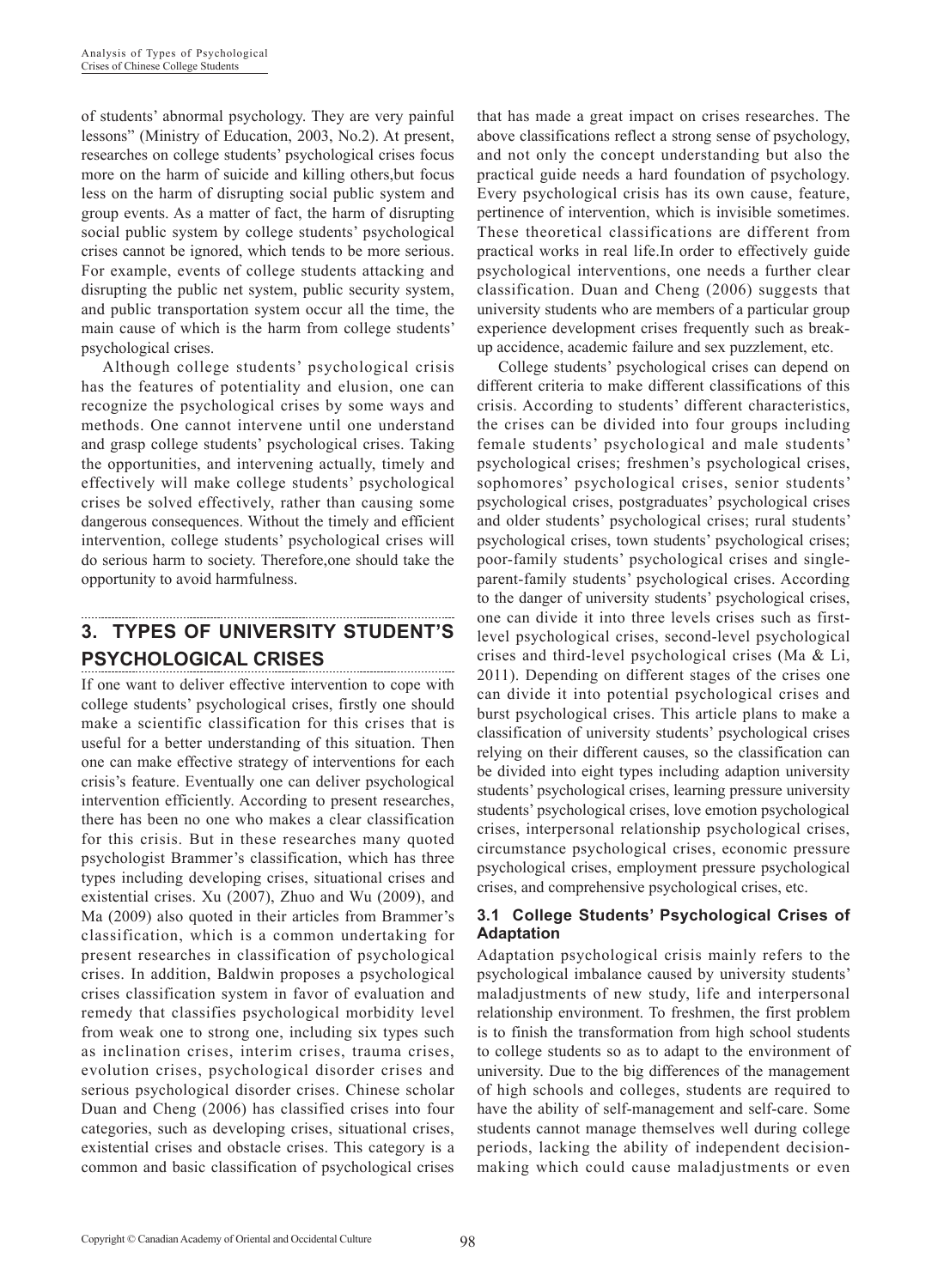of students' abnormal psychology. They are very painful lessons" (Ministry of Education, 2003, No.2). At present, researches on college students' psychological crises focus more on the harm of suicide and killing others,but focus less on the harm of disrupting social public system and group events. As a matter of fact, the harm of disrupting social public system by college students' psychological crises cannot be ignored, which tends to be more serious. For example, events of college students attacking and disrupting the public net system, public security system, and public transportation system occur all the time, the main cause of which is the harm from college students' psychological crises.

Although college students' psychological crisis has the features of potentiality and elusion, one can recognize the psychological crises by some ways and methods. One cannot intervene until one understand and grasp college students' psychological crises. Taking the opportunities, and intervening actually, timely and effectively will make college students' psychological crises be solved effectively, rather than causing some dangerous consequences. Without the timely and efficient intervention, college students' psychological crises will do serious harm to society. Therefore,one should take the opportunity to avoid harmfulness.

## 3. TYPES OF UNIVERSITY STUDENT'S PSYCHOLOGICAL CRISES

If one want to deliver effective intervention to cope with college students' psychological crises, firstly one should make a scientific classification for this crises that is useful for a better understanding of this situation. Then one can make effective strategy of interventions for each crisis's feature. Eventually one can deliver psychological intervention efficiently. According to present researches, there has been no one who makes a clear classification for this crisis. But in these researches many quoted psychologist Brammer's classification, which has three types including developing crises, situational crises and existential crises. Xu (2007), Zhuo and Wu (2009), and Ma (2009) also quoted in their articles from Brammer's classification, which is a common undertaking for present researches in classification of psychological crises. In addition, Baldwin proposes a psychological crises classification system in favor of evaluation and remedy that classifies psychological morbidity level from weak one to strong one, including six types such as inclination crises, interim crises, trauma crises, evolution crises, psychological disorder crises and serious psychological disorder crises. Chinese scholar Duan and Cheng (2006) has classified crises into four categories, such as developing crises, situational crises, existential crises and obstacle crises. This category is a common and basic classification of psychological crises that has made a great impact on crises researches. The above classifications reflect a strong sense of psychology, and not only the concept understanding but also the practical guide needs a hard foundation of psychology. Every psychological crisis has its own cause, feature, pertinence of intervention, which is invisible sometimes. These theoretical classifications are different from practical works in real life.In order to effectively guide psychological interventions, one needs a further clear classification. Duan and Cheng (2006) suggests that university students who are members of a particular group experience development crises frequently such as break-up accidence, academic failure and sex puzzlement, etc.

College students' psychological crises can depend on different criteria to make different classifications of this crisis. According to students' different characteristics, the crises can be divided into four groups including female students' psychological and male students' psychological crises; freshmen's psychological crises, sophomores' psychological crises, senior students' psychological crises, postgraduates' psychological crises and older students' psychological crises; rural students' psychological crises, town students' psychological crises; poor-family students' psychological crises and single-parent-family students' psychological crises. According to the danger of university students' psychological crises, one can divide it into three levels crises such as first-level psychological crises, second-level psychological crises and third-level psychological crises (Ma & Li, 2011). Depending on different stages of the crises one can divide it into potential psychological crises and burst psychological crises. This article plans to make a classification of university students' psychological crises relying on their different causes, so the classification can be divided into eight types including adaption university students' psychological crises, learning pressure university students' psychological crises, love emotion psychological crises, interpersonal relationship psychological crises, circumstance psychological crises, economic pressure psychological crises, employment pressure psychological crises, and comprehensive psychological crises, etc.

### 3.1 College Students' Psychological Crises of Adaptation

Adaptation psychological crisis mainly refers to the psychological imbalance caused by university students' maladjustments of new study, life and interpersonal relationship environment. To freshmen, the first problem is to finish the transformation from high school students to college students so as to adapt to the environment of university. Due to the big differences of the management of high schools and colleges, students are required to have the ability of self-management and self-care. Some students cannot manage themselves well during college periods, lacking the ability of independent decision-making which could cause maladjustments or even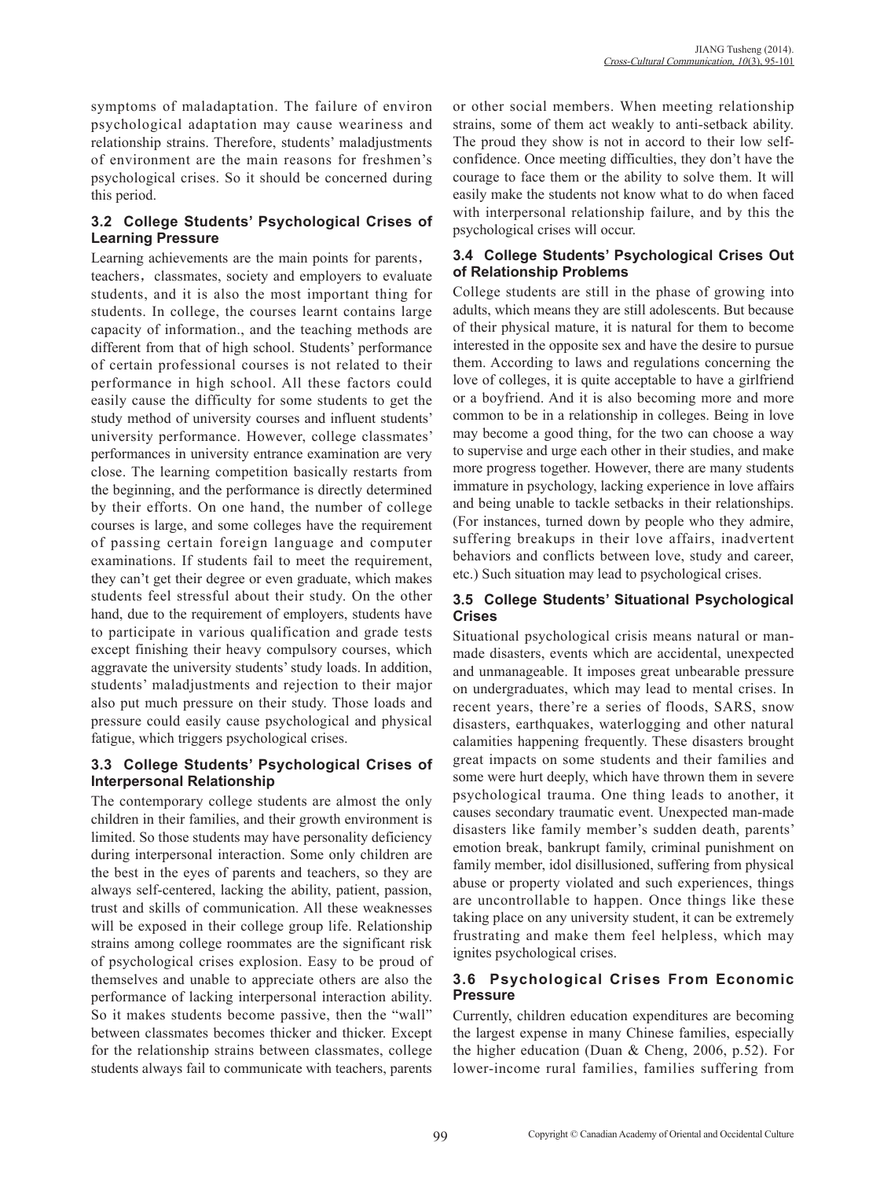symptoms of maladaptation. The failure of environ psychological adaptation may cause weariness and relationship strains. Therefore, students' maladjustments of environment are the main reasons for freshmen's psychological crises. So it should be concerned during this period.

### 3.2 College Students' Psychological Crises of Learning Pressure

Learning achievements are the main points for parents, teachers, classmates, society and employers to evaluate students, and it is also the most important thing for students. In college, the courses learnt contains large capacity of information., and the teaching methods are different from that of high school. Students' performance of certain professional courses is not related to their performance in high school. All these factors could easily cause the difficulty for some students to get the study method of university courses and influent students' university performance. However, college classmates' performances in university entrance examination are very close. The learning competition basically restarts from the beginning, and the performance is directly determined by their efforts. On one hand, the number of college courses is large, and some colleges have the requirement of passing certain foreign language and computer examinations. If students fail to meet the requirement, they can't get their degree or even graduate, which makes students feel stressful about their study. On the other hand, due to the requirement of employers, students have to participate in various qualification and grade tests except finishing their heavy compulsory courses, which aggravate the university students' study loads. In addition, students' maladjustments and rejection to their major also put much pressure on their study. Those loads and pressure could easily cause psychological and physical fatigue, which triggers psychological crises.

### 3.3 College Students' Psychological Crises of Interpersonal Relationship

The contemporary college students are almost the only children in their families, and their growth environment is limited. So those students may have personality deficiency during interpersonal interaction. Some only children are the best in the eyes of parents and teachers, so they are always self-centered, lacking the ability, patient, passion, trust and skills of communication. All these weaknesses will be exposed in their college group life. Relationship strains among college roommates are the significant risk of psychological crises explosion. Easy to be proud of themselves and unable to appreciate others are also the performance of lacking interpersonal interaction ability. So it makes students become passive, then the "wall" between classmates becomes thicker and thicker. Except for the relationship strains between classmates, college students always fail to communicate with teachers, parents or other social members. When meeting relationship strains, some of them act weakly to anti-setback ability. The proud they show is not in accord to their low self-confidence. Once meeting difficulties, they don't have the courage to face them or the ability to solve them. It will easily make the students not know what to do when faced with interpersonal relationship failure, and by this the psychological crises will occur.

### 3.4 College Students' Psychological Crises Out of Relationship Problems

College students are still in the phase of growing into adults, which means they are still adolescents. But because of their physical mature, it is natural for them to become interested in the opposite sex and have the desire to pursue them. According to laws and regulations concerning the love of colleges, it is quite acceptable to have a girlfriend or a boyfriend. And it is also becoming more and more common to be in a relationship in colleges. Being in love may become a good thing, for the two can choose a way to supervise and urge each other in their studies, and make more progress together. However, there are many students immature in psychology, lacking experience in love affairs and being unable to tackle setbacks in their relationships. (For instances, turned down by people who they admire, suffering breakups in their love affairs, inadvertent behaviors and conflicts between love, study and career, etc.) Such situation may lead to psychological crises.

### 3.5 College Students' Situational Psychological Crises

Situational psychological crisis means natural or man-made disasters, events which are accidental, unexpected and unmanageable. It imposes great unbearable pressure on undergraduates, which may lead to mental crises. In recent years, there're a series of floods, SARS, snow disasters, earthquakes, waterlogging and other natural calamities happening frequently. These disasters brought great impacts on some students and their families and some were hurt deeply, which have thrown them in severe psychological trauma. One thing leads to another, it causes secondary traumatic event. Unexpected man-made disasters like family member's sudden death, parents' emotion break, bankrupt family, criminal punishment on family member, idol disillusioned, suffering from physical abuse or property violated and such experiences, things are uncontrollable to happen. Once things like these taking place on any university student, it can be extremely frustrating and make them feel helpless, which may ignites psychological crises.

### 3.6 Psychological Crises From Economic Pressure

Currently, children education expenditures are becoming the largest expense in many Chinese families, especially the higher education (Duan & Cheng, 2006, p.52). For lower-income rural families, families suffering from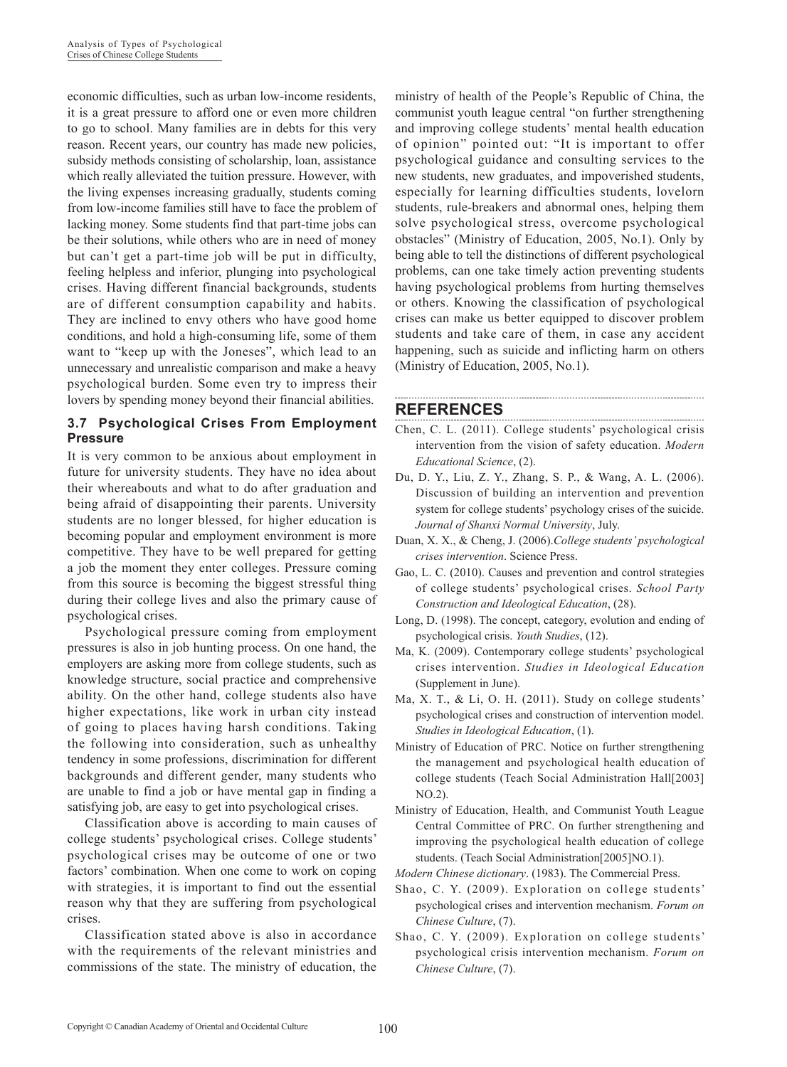economic difficulties, such as urban low-income residents, it is a great pressure to afford one or even more children to go to school. Many families are in debts for this very reason. Recent years, our country has made new policies, subsidy methods consisting of scholarship, loan, assistance which really alleviated the tuition pressure. However, with the living expenses increasing gradually, students coming from low-income families still have to face the problem of lacking money. Some students find that part-time jobs can be their solutions, while others who are in need of money but can't get a part-time job will be put in difficulty, feeling helpless and inferior, plunging into psychological crises. Having different financial backgrounds, students are of different consumption capability and habits. They are inclined to envy others who have good home conditions, and hold a high-consuming life, some of them want to "keep up with the Joneses", which lead to an unnecessary and unrealistic comparison and make a heavy psychological burden. Some even try to impress their lovers by spending money beyond their financial abilities.

### 3.7 Psychological Crises From Employment Pressure

It is very common to be anxious about employment in future for university students. They have no idea about their whereabouts and what to do after graduation and being afraid of disappointing their parents. University students are no longer blessed, for higher education is becoming popular and employment environment is more competitive. They have to be well prepared for getting a job the moment they enter colleges. Pressure coming from this source is becoming the biggest stressful thing during their college lives and also the primary cause of psychological crises.

Psychological pressure coming from employment pressures is also in job hunting process. On one hand, the employers are asking more from college students, such as knowledge structure, social practice and comprehensive ability. On the other hand, college students also have higher expectations, like work in urban city instead of going to places having harsh conditions. Taking the following into consideration, such as unhealthy tendency in some professions, discrimination for different backgrounds and different gender, many students who are unable to find a job or have mental gap in finding a satisfying job, are easy to get into psychological crises.

Classification above is according to main causes of college students' psychological crises. College students' psychological crises may be outcome of one or two factors' combination. When one come to work on coping with strategies, it is important to find out the essential reason why that they are suffering from psychological crises.

Classification stated above is also in accordance with the requirements of the relevant ministries and commissions of the state. The ministry of education, the ministry of health of the People's Republic of China, the communist youth league central "on further strengthening and improving college students' mental health education of opinion" pointed out: "It is important to offer psychological guidance and consulting services to the new students, new graduates, and impoverished students, especially for learning difficulties students, lovelorn students, rule-breakers and abnormal ones, helping them solve psychological stress, overcome psychological obstacles" (Ministry of Education, 2005, No.1). Only by being able to tell the distinctions of different psychological problems, can one take timely action preventing students having psychological problems from hurting themselves or others. Knowing the classification of psychological crises can make us better equipped to discover problem students and take care of them, in case any accident happening, such as suicide and inflicting harm on others (Ministry of Education, 2005, No.1).

## REFERENCES

Chen, C. L. (2011). College students' psychological crisis intervention from the vision of safety education. *Modern Educational Science*, (2).

Du, D. Y., Liu, Z. Y., Zhang, S. P., & Wang, A. L. (2006). Discussion of building an intervention and prevention system for college students' psychology crises of the suicide. *Journal of Shanxi Normal University*, July.

Duan, X. X., & Cheng, J. (2006). *College students' psychological crises intervention*. Science Press.

Gao, L. C. (2010). Causes and prevention and control strategies of college students' psychological crises. *School Party Construction and Ideological Education*, (28).

Long, D. (1998). The concept, category, evolution and ending of psychological crisis. *Youth Studies*, (12).

Ma, K. (2009). Contemporary college students' psychological crises intervention. *Studies in Ideological Education* (Supplement in June).

Ma, X. T., & Li, O. H. (2011). Study on college students' psychological crises and construction of intervention model. *Studies in Ideological Education*, (1).

Ministry of Education of PRC. Notice on further strengthening the management and psychological health education of college students (Teach Social Administration Hall[2003] NO.2).

Ministry of Education, Health, and Communist Youth League Central Committee of PRC. On further strengthening and improving the psychological health education of college students. (Teach Social Administration[2005]NO.1).

*Modern Chinese dictionary*. (1983). The Commercial Press.

Shao, C. Y. (2009). Exploration on college students' psychological crises and intervention mechanism. *Forum on Chinese Culture*, (7).

Shao, C. Y. (2009). Exploration on college students' psychological crisis intervention mechanism. *Forum on Chinese Culture*, (7).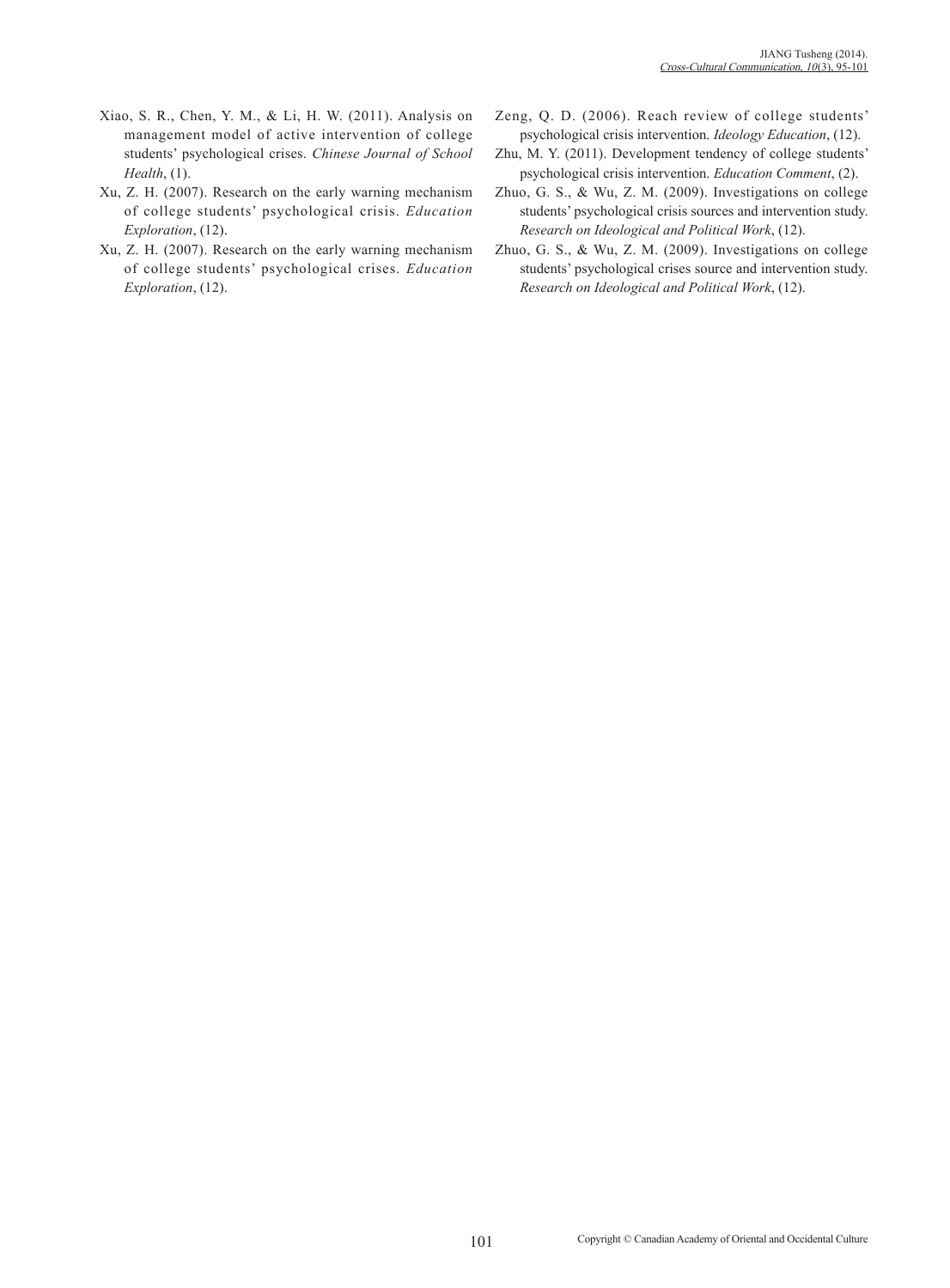Xiao, S. R., Chen, Y. M., & Li, H. W. (2011). Analysis on management model of active intervention of college students' psychological crises. *Chinese Journal of School Health*, (1).

Xu, Z. H. (2007). Research on the early warning mechanism of college students' psychological crisis. *Education Exploration*, (12).

Xu, Z. H. (2007). Research on the early warning mechanism of college students' psychological crises. *Education Exploration*, (12).

Zeng, Q. D. (2006). Reach review of college students' psychological crisis intervention. *Ideology Education*, (12).

Zhu, M. Y. (2011). Development tendency of college students' psychological crisis intervention. *Education Comment*, (2).

Zhuo, G. S., & Wu, Z. M. (2009). Investigations on college students' psychological crisis sources and intervention study. *Research on Ideological and Political Work*, (12).

Zhuo, G. S., & Wu, Z. M. (2009). Investigations on college students' psychological crises source and intervention study. *Research on Ideological and Political Work*, (12).